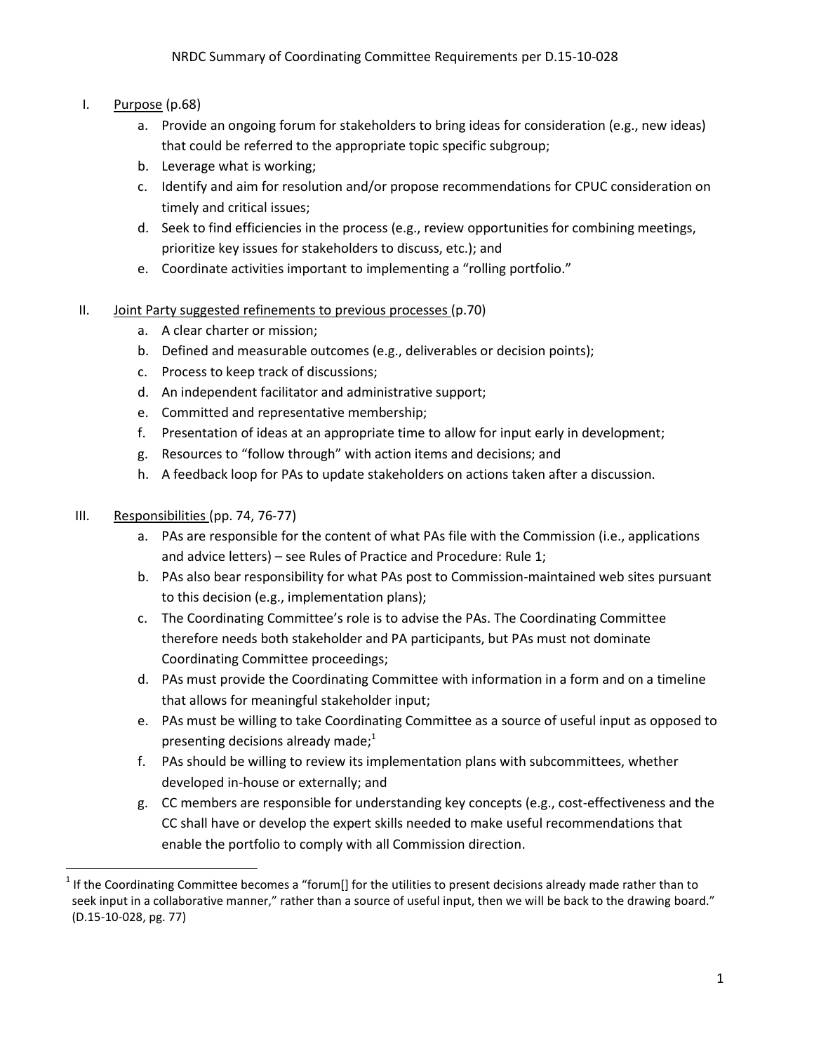# NRDC Summary of Coordinating Committee Requirements per D.15-10-028

I. Purpose (p.68)
   a. Provide an ongoing forum for stakeholders to bring ideas for consideration (e.g., new ideas) that could be referred to the appropriate topic specific subgroup;
   b. Leverage what is working;
   c. Identify and aim for resolution and/or propose recommendations for CPUC consideration on timely and critical issues;
   d. Seek to find efficiencies in the process (e.g., review opportunities for combining meetings, prioritize key issues for stakeholders to discuss, etc.); and
   e. Coordinate activities important to implementing a "rolling portfolio."

II. Joint Party suggested refinements to previous processes (p.70)
   a. A clear charter or mission;
   b. Defined and measurable outcomes (e.g., deliverables or decision points);
   c. Process to keep track of discussions;
   d. An independent facilitator and administrative support;
   e. Committed and representative membership;
   f. Presentation of ideas at an appropriate time to allow for input early in development;
   g. Resources to "follow through" with action items and decisions; and
   h. A feedback loop for PAs to update stakeholders on actions taken after a discussion.

III. Responsibilities (pp. 74, 76-77)
   a. PAs are responsible for the content of what PAs file with the Commission (i.e., applications and advice letters) – see Rules of Practice and Procedure: Rule 1;
   b. PAs also bear responsibility for what PAs post to Commission-maintained web sites pursuant to this decision (e.g., implementation plans);
   c. The Coordinating Committee's role is to advise the PAs. The Coordinating Committee therefore needs both stakeholder and PA participants, but PAs must not dominate Coordinating Committee proceedings;
   d. PAs must provide the Coordinating Committee with information in a form and on a timeline that allows for meaningful stakeholder input;
   e. PAs must be willing to take Coordinating Committee as a source of useful input as opposed to presenting decisions already made;[1]
   f. PAs should be willing to review its implementation plans with subcommittees, whether developed in-house or externally; and
   g. CC members are responsible for understanding key concepts (e.g., cost-effectiveness and the CC shall have or develop the expert skills needed to make useful recommendations that enable the portfolio to comply with all Commission direction.

---

[1] If the Coordinating Committee becomes a "forum[] for the utilities to present decisions already made rather than to seek input in a collaborative manner," rather than a source of useful input, then we will be back to the drawing board." (D.15-10-028, pg. 77)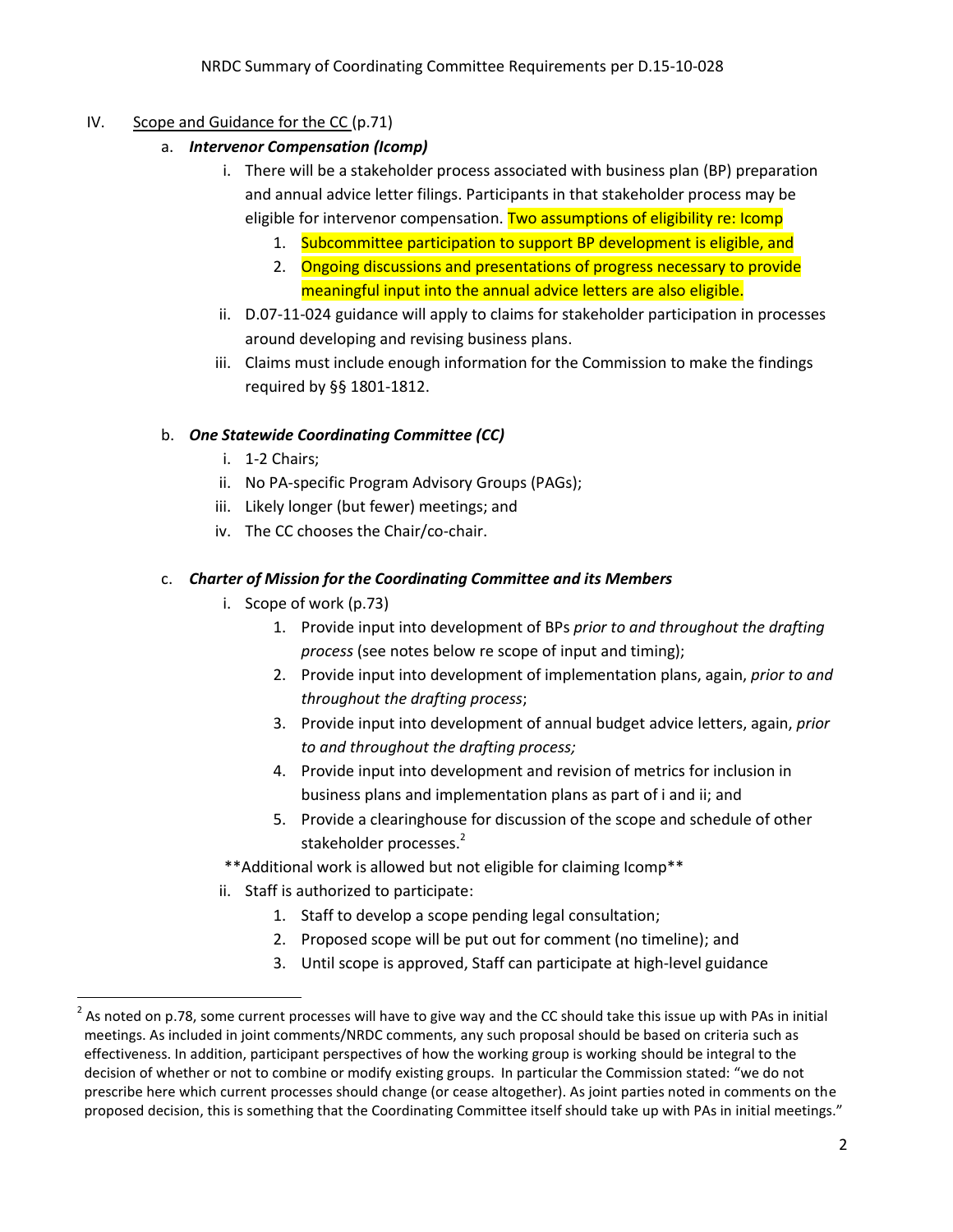NRDC Summary of Coordinating Committee Requirements per D.15-10-028

IV. Scope and Guidance for the CC (p.71)

a. ***Intervenor Compensation (Icomp)***

i. There will be a stakeholder process associated with business plan (BP) preparation and annual advice letter filings. Participants in that stakeholder process may be eligible for intervenor compensation. Two assumptions of eligibility re: Icomp

1. Subcommittee participation to support BP development is eligible, and
2. Ongoing discussions and presentations of progress necessary to provide meaningful input into the annual advice letters are also eligible.

ii. D.07-11-024 guidance will apply to claims for stakeholder participation in processes around developing and revising business plans.

iii. Claims must include enough information for the Commission to make the findings required by §§ 1801-1812.

b. ***One Statewide Coordinating Committee (CC)***

i. 1-2 Chairs;

ii. No PA-specific Program Advisory Groups (PAGs);

iii. Likely longer (but fewer) meetings; and

iv. The CC chooses the Chair/co-chair.

c. ***Charter of Mission for the Coordinating Committee and its Members***

i. Scope of work (p.73)

1. Provide input into development of BPs *prior to and throughout the drafting process* (see notes below re scope of input and timing);
2. Provide input into development of implementation plans, again, *prior to and throughout the drafting process*;
3. Provide input into development of annual budget advice letters, again, *prior to and throughout the drafting process;*
4. Provide input into development and revision of metrics for inclusion in business plans and implementation plans as part of i and ii; and
5. Provide a clearinghouse for discussion of the scope and schedule of other stakeholder processes.[2]

**Additional work is allowed but not eligible for claiming Icomp**

ii. Staff is authorized to participate:

1. Staff to develop a scope pending legal consultation;
2. Proposed scope will be put out for comment (no timeline); and
3. Until scope is approved, Staff can participate at high-level guidance

[2] As noted on p.78, some current processes will have to give way and the CC should take this issue up with PAs in initial meetings. As included in joint comments/NRDC comments, any such proposal should be based on criteria such as effectiveness. In addition, participant perspectives of how the working group is working should be integral to the decision of whether or not to combine or modify existing groups. In particular the Commission stated: "we do not prescribe here which current processes should change (or cease altogether). As joint parties noted in comments on the proposed decision, this is something that the Coordinating Committee itself should take up with PAs in initial meetings."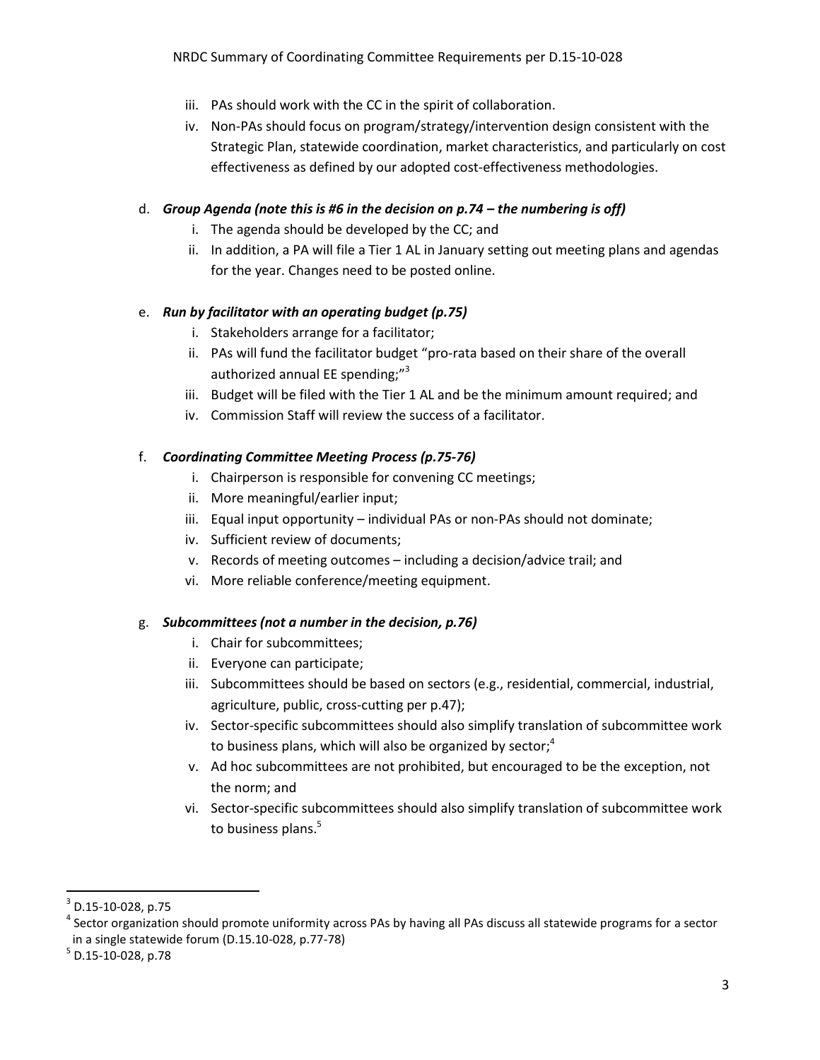iii. PAs should work with the CC in the spirit of collaboration.

iv. Non-PAs should focus on program/strategy/intervention design consistent with the Strategic Plan, statewide coordination, market characteristics, and particularly on cost effectiveness as defined by our adopted cost-effectiveness methodologies.

d. ***Group Agenda (note this is #6 in the decision on p.74 – the numbering is off)***

   i. The agenda should be developed by the CC; and

   ii. In addition, a PA will file a Tier 1 AL in January setting out meeting plans and agendas for the year. Changes need to be posted online.

e. ***Run by facilitator with an operating budget (p.75)***

   i. Stakeholders arrange for a facilitator;

   ii. PAs will fund the facilitator budget "pro-rata based on their share of the overall authorized annual EE spending;"[3]

   iii. Budget will be filed with the Tier 1 AL and be the minimum amount required; and

   iv. Commission Staff will review the success of a facilitator.

f. ***Coordinating Committee Meeting Process (p.75-76)***

   i. Chairperson is responsible for convening CC meetings;

   ii. More meaningful/earlier input;

   iii. Equal input opportunity – individual PAs or non-PAs should not dominate;

   iv. Sufficient review of documents;

   v. Records of meeting outcomes – including a decision/advice trail; and

   vi. More reliable conference/meeting equipment.

g. ***Subcommittees (not a number in the decision, p.76)***

   i. Chair for subcommittees;

   ii. Everyone can participate;

   iii. Subcommittees should be based on sectors (e.g., residential, commercial, industrial, agriculture, public, cross-cutting per p.47);

   iv. Sector-specific subcommittees should also simplify translation of subcommittee work to business plans, which will also be organized by sector;[4]

   v. Ad hoc subcommittees are not prohibited, but encouraged to be the exception, not the norm; and

   vi. Sector-specific subcommittees should also simplify translation of subcommittee work to business plans.[5]

---

[3] D.15-10-028, p.75

[4] Sector organization should promote uniformity across PAs by having all PAs discuss all statewide programs for a sector in a single statewide forum (D.15.10-028, p.77-78)

[5] D.15-10-028, p.78